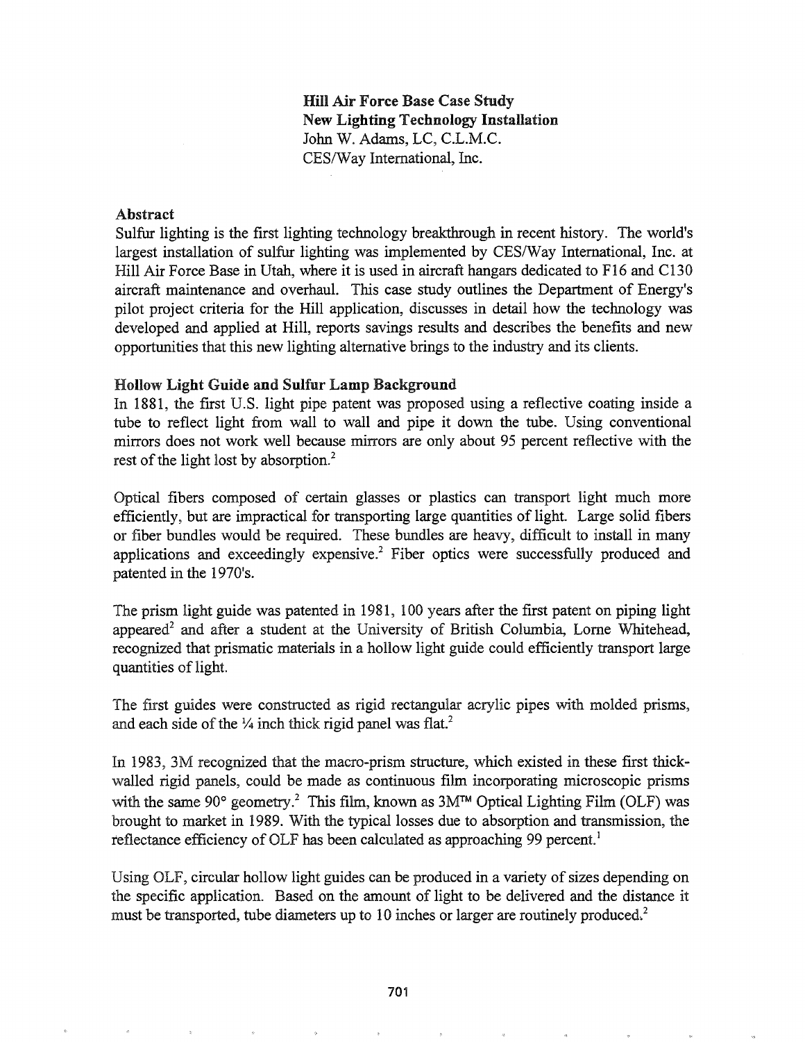**Hill Air Force Base Case Study**
**New Lighting Technology Installation**
John W. Adams, LC, C.L.M.C.
CES/Way International, Inc.

### Abstract

Sulfur lighting is the first lighting technology breakthrough in recent history. The world's largest installation of sulfur lighting was implemented by CES/Way International, Inc. at Hill Air Force Base in Utah, where it is used in aircraft hangars dedicated to F16 and C130 aircraft maintenance and overhaul. This case study outlines the Department of Energy's pilot project criteria for the Hill application, discusses in detail how the technology was developed and applied at Hill, reports savings results and describes the benefits and new opportunities that this new lighting alternative brings to the industry and its clients.

### Hollow Light Guide and Sulfur Lamp Background

In 1881, the first U.S. light pipe patent was proposed using a reflective coating inside a tube to reflect light from wall to wall and pipe it down the tube. Using conventional mirrors does not work well because mirrors are only about 95 percent reflective with the rest of the light lost by absorption.[2]

Optical fibers composed of certain glasses or plastics can transport light much more efficiently, but are impractical for transporting large quantities of light. Large solid fibers or fiber bundles would be required. These bundles are heavy, difficult to install in many applications and exceedingly expensive.[2] Fiber optics were successfully produced and patented in the 1970's.

The prism light guide was patented in 1981, 100 years after the first patent on piping light appeared[2] and after a student at the University of British Columbia, Lorne Whitehead, recognized that prismatic materials in a hollow light guide could efficiently transport large quantities of light.

The first guides were constructed as rigid rectangular acrylic pipes with molded prisms, and each side of the ¼ inch thick rigid panel was flat.[2]

In 1983, 3M recognized that the macro-prism structure, which existed in these first thick-walled rigid panels, could be made as continuous film incorporating microscopic prisms with the same 90° geometry.[2] This film, known as 3M™ Optical Lighting Film (OLF) was brought to market in 1989. With the typical losses due to absorption and transmission, the reflectance efficiency of OLF has been calculated as approaching 99 percent.[1]

Using OLF, circular hollow light guides can be produced in a variety of sizes depending on the specific application. Based on the amount of light to be delivered and the distance it must be transported, tube diameters up to 10 inches or larger are routinely produced.[2]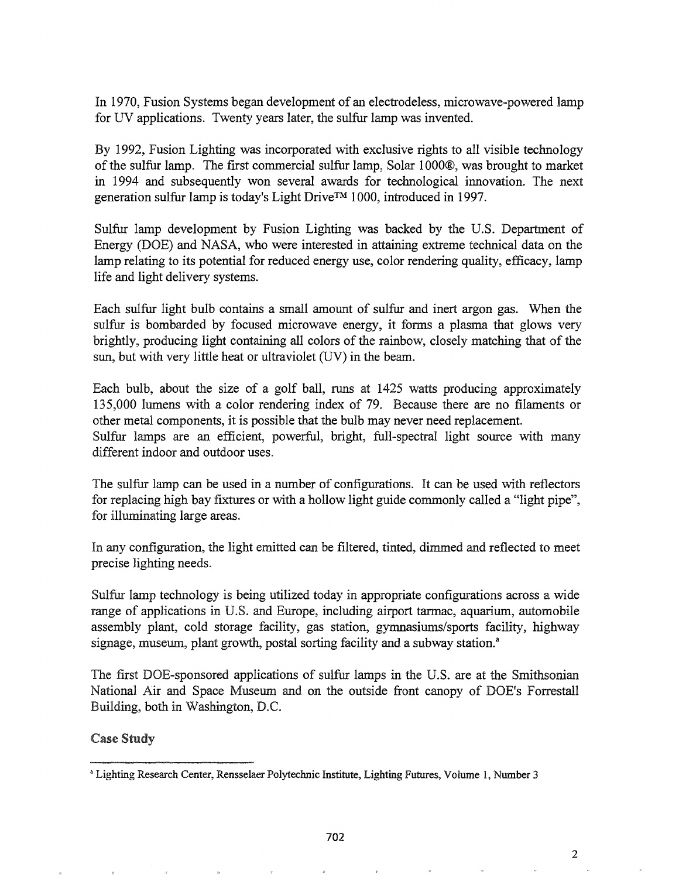In 1970, Fusion Systems began development of an electrodeless, microwave-powered lamp for UV applications. Twenty years later, the sulfur lamp was invented.

By 1992, Fusion Lighting was incorporated with exclusive rights to all visible technology of the sulfur lamp. The first commercial sulfur lamp, Solar 1000®, was brought to market in 1994 and subsequently won several awards for technological innovation. The next generation sulfur lamp is today's Light Drive™ 1000, introduced in 1997.

Sulfur lamp development by Fusion Lighting was backed by the U.S. Department of Energy (DOE) and NASA, who were interested in attaining extreme technical data on the lamp relating to its potential for reduced energy use, color rendering quality, efficacy, lamp life and light delivery systems.

Each sulfur light bulb contains a small amount of sulfur and inert argon gas. When the sulfur is bombarded by focused microwave energy, it forms a plasma that glows very brightly, producing light containing all colors of the rainbow, closely matching that of the sun, but with very little heat or ultraviolet (UV) in the beam.

Each bulb, about the size of a golf ball, runs at 1425 watts producing approximately 135,000 lumens with a color rendering index of 79. Because there are no filaments or other metal components, it is possible that the bulb may never need replacement.
Sulfur lamps are an efficient, powerful, bright, full-spectral light source with many different indoor and outdoor uses.

The sulfur lamp can be used in a number of configurations. It can be used with reflectors for replacing high bay fixtures or with a hollow light guide commonly called a "light pipe", for illuminating large areas.

In any configuration, the light emitted can be filtered, tinted, dimmed and reflected to meet precise lighting needs.

Sulfur lamp technology is being utilized today in appropriate configurations across a wide range of applications in U.S. and Europe, including airport tarmac, aquarium, automobile assembly plant, cold storage facility, gas station, gymnasiums/sports facility, highway signage, museum, plant growth, postal sorting facility and a subway station.[a]

The first DOE-sponsored applications of sulfur lamps in the U.S. are at the Smithsonian National Air and Space Museum and on the outside front canopy of DOE's Forrestall Building, both in Washington, D.C.

**Case Study**

---

[a] Lighting Research Center, Rensselaer Polytechnic Institute, Lighting Futures, Volume 1, Number 3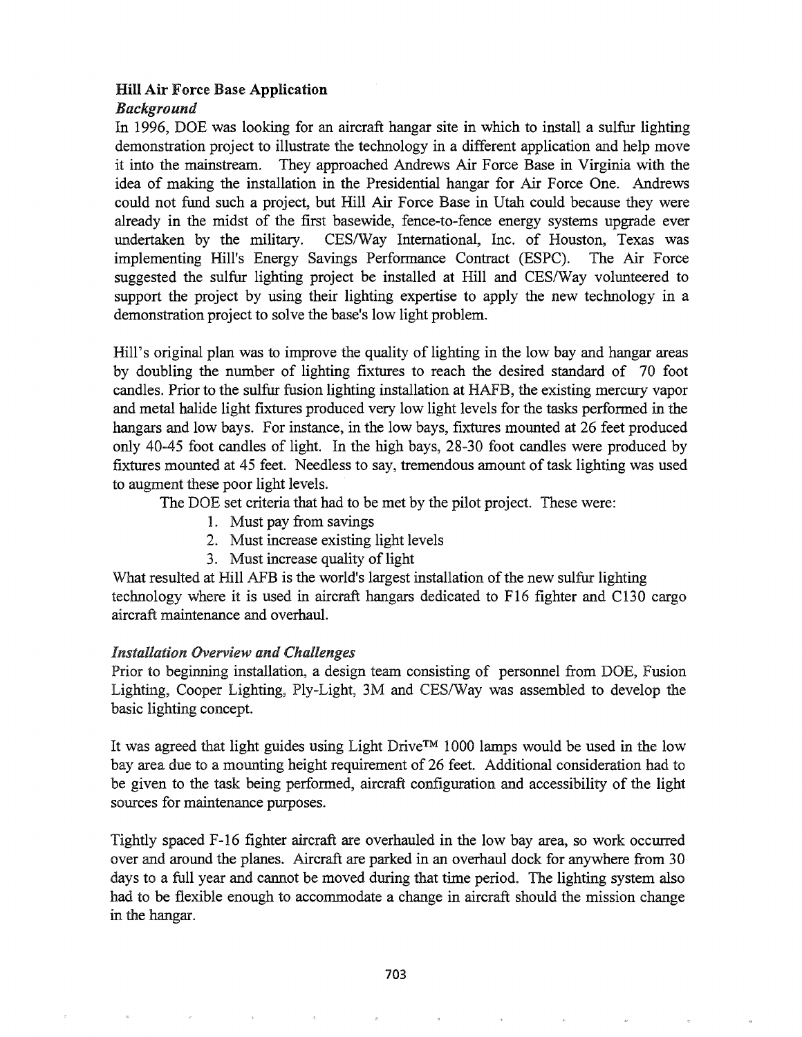### Hill Air Force Base Application

#### *Background*

In 1996, DOE was looking for an aircraft hangar site in which to install a sulfur lighting demonstration project to illustrate the technology in a different application and help move it into the mainstream. They approached Andrews Air Force Base in Virginia with the idea of making the installation in the Presidential hangar for Air Force One. Andrews could not fund such a project, but Hill Air Force Base in Utah could because they were already in the midst of the first basewide, fence-to-fence energy systems upgrade ever undertaken by the military. CES/Way International, Inc. of Houston, Texas was implementing Hill's Energy Savings Performance Contract (ESPC). The Air Force suggested the sulfur lighting project be installed at Hill and CES/Way volunteered to support the project by using their lighting expertise to apply the new technology in a demonstration project to solve the base's low light problem.

Hill's original plan was to improve the quality of lighting in the low bay and hangar areas by doubling the number of lighting fixtures to reach the desired standard of 70 foot candles. Prior to the sulfur fusion lighting installation at HAFB, the existing mercury vapor and metal halide light fixtures produced very low light levels for the tasks performed in the hangars and low bays. For instance, in the low bays, fixtures mounted at 26 feet produced only 40-45 foot candles of light. In the high bays, 28-30 foot candles were produced by fixtures mounted at 45 feet. Needless to say, tremendous amount of task lighting was used to augment these poor light levels.

The DOE set criteria that had to be met by the pilot project. These were:

1. Must pay from savings
2. Must increase existing light levels
3. Must increase quality of light

What resulted at Hill AFB is the world's largest installation of the new sulfur lighting technology where it is used in aircraft hangars dedicated to F16 fighter and C130 cargo aircraft maintenance and overhaul.

#### *Installation Overview and Challenges*

Prior to beginning installation, a design team consisting of personnel from DOE, Fusion Lighting, Cooper Lighting, Ply-Light, 3M and CES/Way was assembled to develop the basic lighting concept.

It was agreed that light guides using Light Drive™ 1000 lamps would be used in the low bay area due to a mounting height requirement of 26 feet. Additional consideration had to be given to the task being performed, aircraft configuration and accessibility of the light sources for maintenance purposes.

Tightly spaced F-16 fighter aircraft are overhauled in the low bay area, so work occurred over and around the planes. Aircraft are parked in an overhaul dock for anywhere from 30 days to a full year and cannot be moved during that time period. The lighting system also had to be flexible enough to accommodate a change in aircraft should the mission change in the hangar.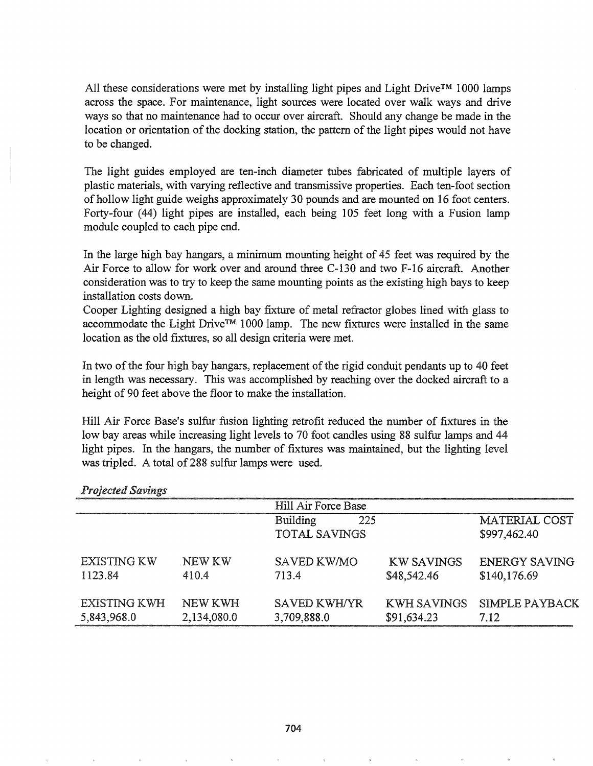All these considerations were met by installing light pipes and Light Drive™ 1000 lamps across the space. For maintenance, light sources were located over walk ways and drive ways so that no maintenance had to occur over aircraft. Should any change be made in the location or orientation of the docking station, the pattern of the light pipes would not have to be changed.

The light guides employed are ten-inch diameter tubes fabricated of multiple layers of plastic materials, with varying reflective and transmissive properties. Each ten-foot section of hollow light guide weighs approximately 30 pounds and are mounted on 16 foot centers. Forty-four (44) light pipes are installed, each being 105 feet long with a Fusion lamp module coupled to each pipe end.

In the large high bay hangars, a minimum mounting height of 45 feet was required by the Air Force to allow for work over and around three C-130 and two F-16 aircraft. Another consideration was to try to keep the same mounting points as the existing high bays to keep installation costs down.
Cooper Lighting designed a high bay fixture of metal refractor globes lined with glass to accommodate the Light Drive™ 1000 lamp. The new fixtures were installed in the same location as the old fixtures, so all design criteria were met.

In two of the four high bay hangars, replacement of the rigid conduit pendants up to 40 feet in length was necessary. This was accomplished by reaching over the docked aircraft to a height of 90 feet above the floor to make the installation.

Hill Air Force Base's sulfur fusion lighting retrofit reduced the number of fixtures in the low bay areas while increasing light levels to 70 foot candles using 88 sulfur lamps and 44 light pipes. In the hangars, the number of fixtures was maintained, but the lighting level was tripled. A total of 288 sulfur lamps were used.

*Projected Savings*

| | | Hill Air Force Base | | |
|---|---|---|---|---|
| | | Building 225<br>TOTAL SAVINGS | | MATERIAL COST<br>$997,462.40 |
| EXISTING KW<br>1123.84 | NEW KW<br>410.4 | SAVED KW/MO<br>713.4 | KW SAVINGS<br>$48,542.46 | ENERGY SAVING<br>$140,176.69 |
| EXISTING KWH<br>5,843,968.0 | NEW KWH<br>2,134,080.0 | SAVED KWH/YR<br>3,709,888.0 | KWH SAVINGS<br>$91,634.23 | SIMPLE PAYBACK<br>7.12 |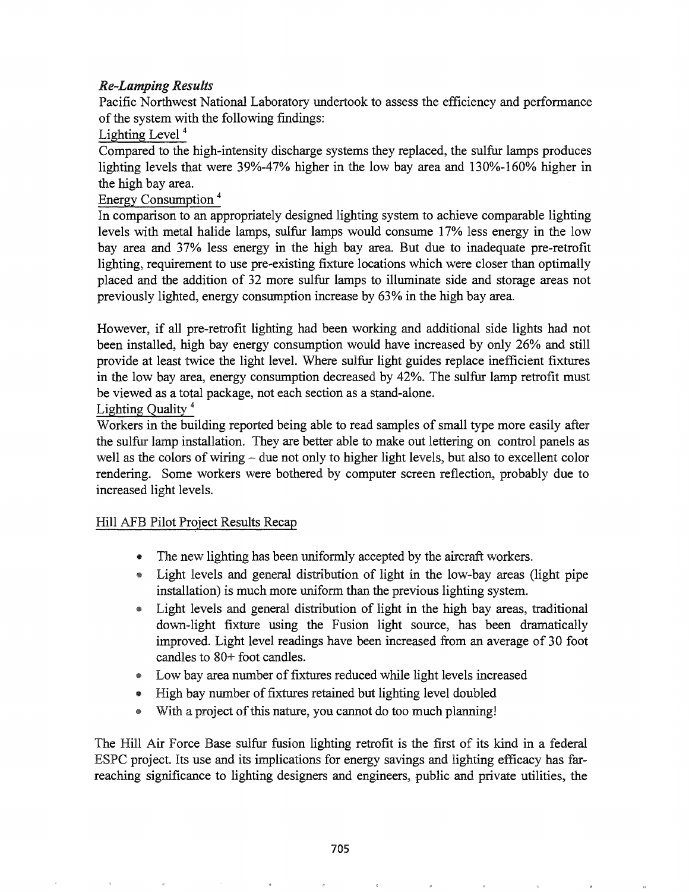*Re-Lamping Results*

Pacific Northwest National Laboratory undertook to assess the efficiency and performance of the system with the following findings:

Lighting Level [4]

Compared to the high-intensity discharge systems they replaced, the sulfur lamps produces lighting levels that were 39%-47% higher in the low bay area and 130%-160% higher in the high bay area.

Energy Consumption [4]

In comparison to an appropriately designed lighting system to achieve comparable lighting levels with metal halide lamps, sulfur lamps would consume 17% less energy in the low bay area and 37% less energy in the high bay area. But due to inadequate pre-retrofit lighting, requirement to use pre-existing fixture locations which were closer than optimally placed and the addition of 32 more sulfur lamps to illuminate side and storage areas not previously lighted, energy consumption increase by 63% in the high bay area.

However, if all pre-retrofit lighting had been working and additional side lights had not been installed, high bay energy consumption would have increased by only 26% and still provide at least twice the light level. Where sulfur light guides replace inefficient fixtures in the low bay area, energy consumption decreased by 42%. The sulfur lamp retrofit must be viewed as a total package, not each section as a stand-alone.

Lighting Quality [4]

Workers in the building reported being able to read samples of small type more easily after the sulfur lamp installation. They are better able to make out lettering on control panels as well as the colors of wiring – due not only to higher light levels, but also to excellent color rendering. Some workers were bothered by computer screen reflection, probably due to increased light levels.

Hill AFB Pilot Project Results Recap

- The new lighting has been uniformly accepted by the aircraft workers.
- Light levels and general distribution of light in the low-bay areas (light pipe installation) is much more uniform than the previous lighting system.
- Light levels and general distribution of light in the high bay areas, traditional down-light fixture using the Fusion light source, has been dramatically improved. Light level readings have been increased from an average of 30 foot candles to 80+ foot candles.
- Low bay area number of fixtures reduced while light levels increased
- High bay number of fixtures retained but lighting level doubled
- With a project of this nature, you cannot do too much planning!

The Hill Air Force Base sulfur fusion lighting retrofit is the first of its kind in a federal ESPC project. Its use and its implications for energy savings and lighting efficacy has far-reaching significance to lighting designers and engineers, public and private utilities, the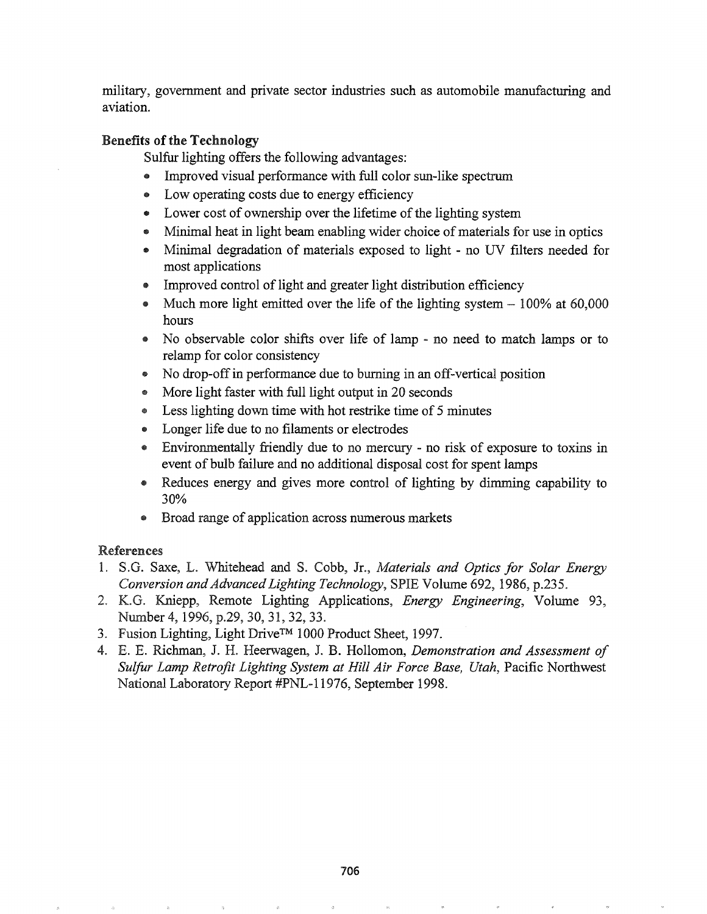military, government and private sector industries such as automobile manufacturing and aviation.

## Benefits of the Technology

Sulfur lighting offers the following advantages:

- Improved visual performance with full color sun-like spectrum
- Low operating costs due to energy efficiency
- Lower cost of ownership over the lifetime of the lighting system
- Minimal heat in light beam enabling wider choice of materials for use in optics
- Minimal degradation of materials exposed to light - no UV filters needed for most applications
- Improved control of light and greater light distribution efficiency
- Much more light emitted over the life of the lighting system – 100% at 60,000 hours
- No observable color shifts over life of lamp - no need to match lamps or to relamp for color consistency
- No drop-off in performance due to burning in an off-vertical position
- More light faster with full light output in 20 seconds
- Less lighting down time with hot restrike time of 5 minutes
- Longer life due to no filaments or electrodes
- Environmentally friendly due to no mercury - no risk of exposure to toxins in event of bulb failure and no additional disposal cost for spent lamps
- Reduces energy and gives more control of lighting by dimming capability to 30%
- Broad range of application across numerous markets

## References

1. S.G. Saxe, L. Whitehead and S. Cobb, Jr., *Materials and Optics for Solar Energy Conversion and Advanced Lighting Technology*, SPIE Volume 692, 1986, p.235.
2. K.G. Kniepp, Remote Lighting Applications, *Energy Engineering*, Volume 93, Number 4, 1996, p.29, 30, 31, 32, 33.
3. Fusion Lighting, Light Drive™ 1000 Product Sheet, 1997.
4. E. E. Richman, J. H. Heerwagen, J. B. Hollomon, *Demonstration and Assessment of Sulfur Lamp Retrofit Lighting System at Hill Air Force Base, Utah*, Pacific Northwest National Laboratory Report #PNL-11976, September 1998.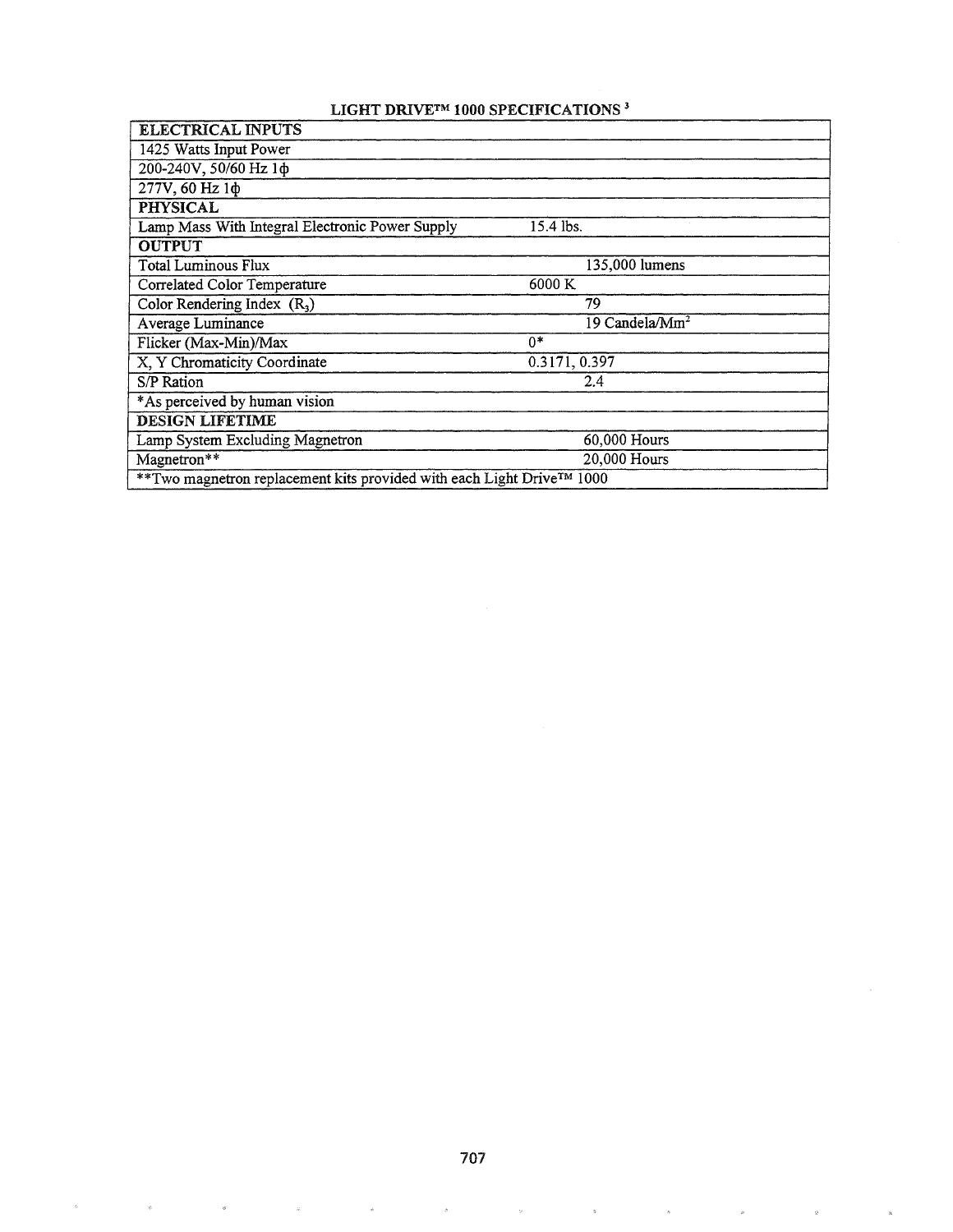## LIGHT DRIVE™ 1000 SPECIFICATIONS [3]

| | |
|---|---|
| **ELECTRICAL INPUTS** | |
| 1425 Watts Input Power | |
| 200-240V, 50/60 Hz 1ϕ | |
| 277V, 60 Hz 1ϕ | |
| **PHYSICAL** | |
| Lamp Mass With Integral Electronic Power Supply | 15.4 lbs. |
| **OUTPUT** | |
| Total Luminous Flux | 135,000 lumens |
| Correlated Color Temperature | 6000 K |
| Color Rendering Index ($R_3$) | 79 |
| Average Luminance | 19 Candela/$Mm^2$ |
| Flicker (Max-Min)/Max | 0* |
| X, Y Chromaticity Coordinate | 0.3171, 0.397 |
| S/P Ration | 2.4 |
| *As perceived by human vision | |
| **DESIGN LIFETIME** | |
| Lamp System Excluding Magnetron | 60,000 Hours |
| Magnetron** | 20,000 Hours |
| **Two magnetron replacement kits provided with each Light Drive™ 1000 | |